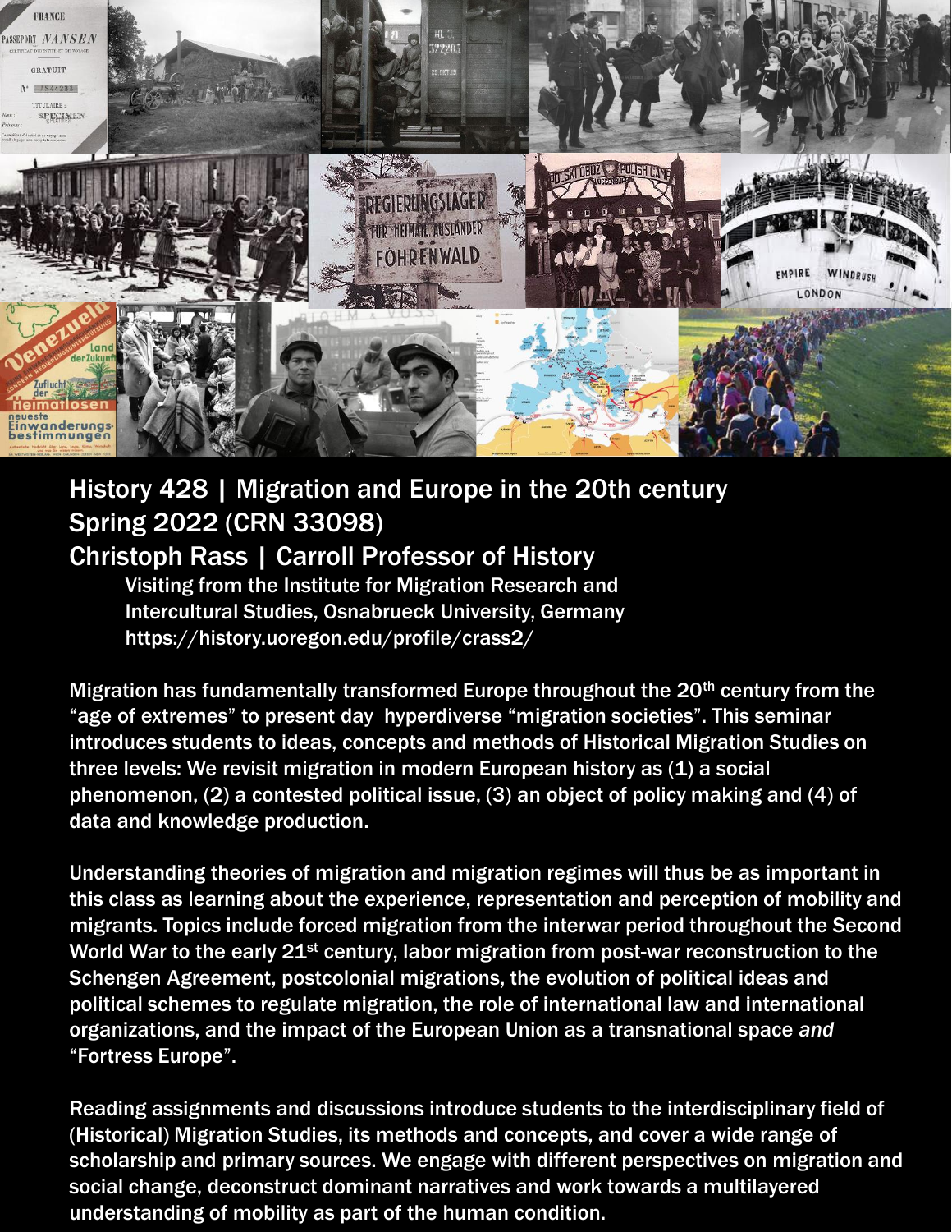# History 428 | Migration and Europe in the 20th century

## Spring 2022 (CRN 33098)

## Christoph Rass | Carroll Professor of History

Visiting from the Institute for Migration Research and Intercultural Studies, Osnabrueck University, Germany
https://history.uoregon.edu/profile/crass2/

Migration has fundamentally transformed Europe throughout the 20th century from the "age of extremes" to present day hyperdiverse "migration societies". This seminar introduces students to ideas, concepts and methods of Historical Migration Studies on three levels: We revisit migration in modern European history as (1) a social phenomenon, (2) a contested political issue, (3) an object of policy making and (4) of data and knowledge production.

Understanding theories of migration and migration regimes will thus be as important in this class as learning about the experience, representation and perception of mobility and migrants. Topics include forced migration from the interwar period throughout the Second World War to the early 21st century, labor migration from post-war reconstruction to the Schengen Agreement, postcolonial migrations, the evolution of political ideas and political schemes to regulate migration, the role of international law and international organizations, and the impact of the European Union as a transnational space *and* "Fortress Europe".

Reading assignments and discussions introduce students to the interdisciplinary field of (Historical) Migration Studies, its methods and concepts, and cover a wide range of scholarship and primary sources. We engage with different perspectives on migration and social change, deconstruct dominant narratives and work towards a multilayered understanding of mobility as part of the human condition.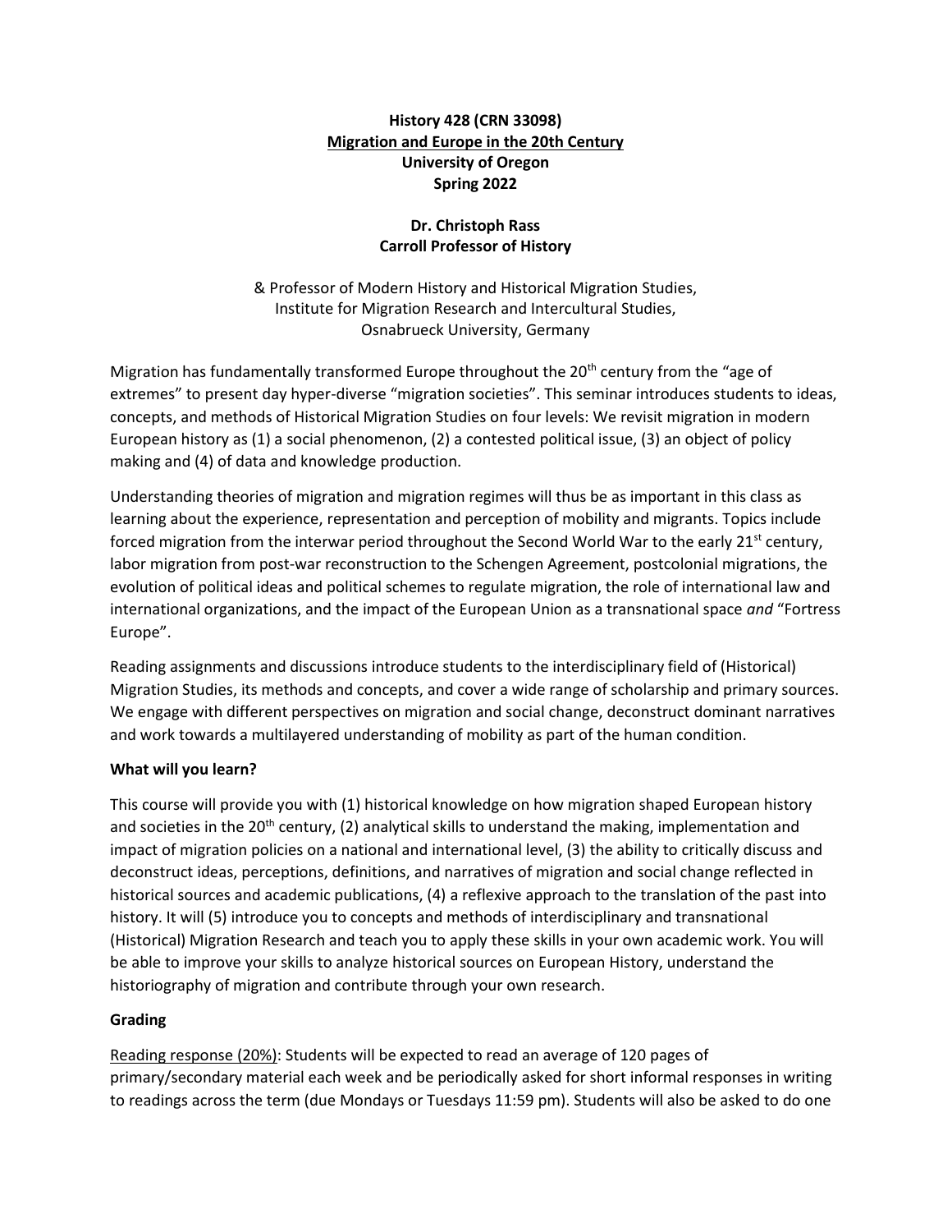**History 428 (CRN 33098)**
**Migration and Europe in the 20th Century**
**University of Oregon**
**Spring 2022**

**Dr. Christoph Rass**
**Carroll Professor of History**

& Professor of Modern History and Historical Migration Studies,
Institute for Migration Research and Intercultural Studies,
Osnabrueck University, Germany

Migration has fundamentally transformed Europe throughout the 20th century from the "age of extremes" to present day hyper-diverse "migration societies". This seminar introduces students to ideas, concepts, and methods of Historical Migration Studies on four levels: We revisit migration in modern European history as (1) a social phenomenon, (2) a contested political issue, (3) an object of policy making and (4) of data and knowledge production.

Understanding theories of migration and migration regimes will thus be as important in this class as learning about the experience, representation and perception of mobility and migrants. Topics include forced migration from the interwar period throughout the Second World War to the early 21st century, labor migration from post-war reconstruction to the Schengen Agreement, postcolonial migrations, the evolution of political ideas and political schemes to regulate migration, the role of international law and international organizations, and the impact of the European Union as a transnational space *and* "Fortress Europe".

Reading assignments and discussions introduce students to the interdisciplinary field of (Historical) Migration Studies, its methods and concepts, and cover a wide range of scholarship and primary sources. We engage with different perspectives on migration and social change, deconstruct dominant narratives and work towards a multilayered understanding of mobility as part of the human condition.

**What will you learn?**

This course will provide you with (1) historical knowledge on how migration shaped European history and societies in the 20th century, (2) analytical skills to understand the making, implementation and impact of migration policies on a national and international level, (3) the ability to critically discuss and deconstruct ideas, perceptions, definitions, and narratives of migration and social change reflected in historical sources and academic publications, (4) a reflexive approach to the translation of the past into history. It will (5) introduce you to concepts and methods of interdisciplinary and transnational (Historical) Migration Research and teach you to apply these skills in your own academic work. You will be able to improve your skills to analyze historical sources on European History, understand the historiography of migration and contribute through your own research.

**Grading**

Reading response (20%): Students will be expected to read an average of 120 pages of primary/secondary material each week and be periodically asked for short informal responses in writing to readings across the term (due Mondays or Tuesdays 11:59 pm). Students will also be asked to do one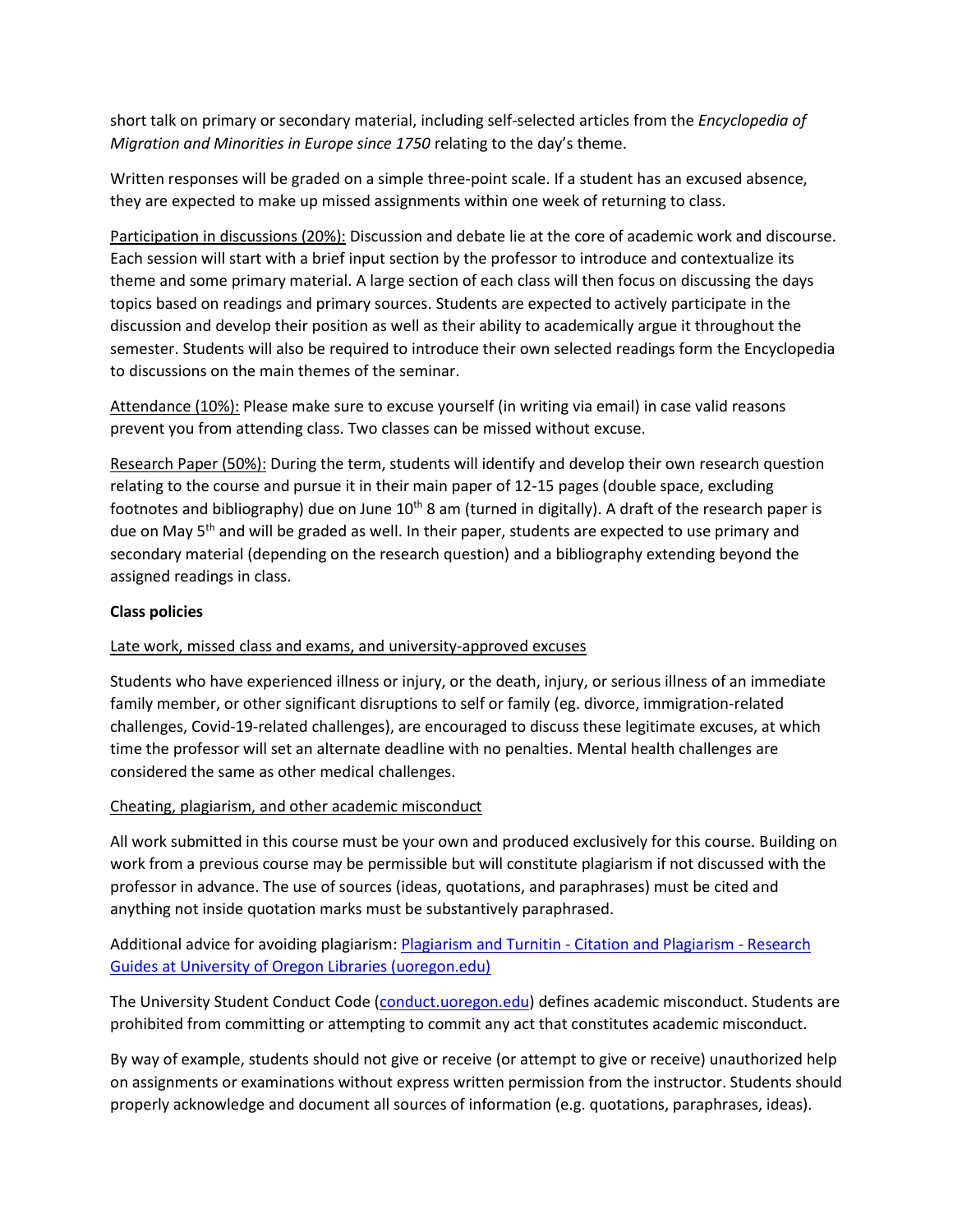short talk on primary or secondary material, including self-selected articles from the *Encyclopedia of Migration and Minorities in Europe since 1750* relating to the day's theme.

Written responses will be graded on a simple three-point scale. If a student has an excused absence, they are expected to make up missed assignments within one week of returning to class.

Participation in discussions (20%): Discussion and debate lie at the core of academic work and discourse. Each session will start with a brief input section by the professor to introduce and contextualize its theme and some primary material. A large section of each class will then focus on discussing the days topics based on readings and primary sources. Students are expected to actively participate in the discussion and develop their position as well as their ability to academically argue it throughout the semester. Students will also be required to introduce their own selected readings form the Encyclopedia to discussions on the main themes of the seminar.

Attendance (10%): Please make sure to excuse yourself (in writing via email) in case valid reasons prevent you from attending class. Two classes can be missed without excuse.

Research Paper (50%): During the term, students will identify and develop their own research question relating to the course and pursue it in their main paper of 12-15 pages (double space, excluding footnotes and bibliography) due on June 10th 8 am (turned in digitally). A draft of the research paper is due on May 5th and will be graded as well. In their paper, students are expected to use primary and secondary material (depending on the research question) and a bibliography extending beyond the assigned readings in class.

**Class policies**

Late work, missed class and exams, and university-approved excuses

Students who have experienced illness or injury, or the death, injury, or serious illness of an immediate family member, or other significant disruptions to self or family (eg. divorce, immigration-related challenges, Covid-19-related challenges), are encouraged to discuss these legitimate excuses, at which time the professor will set an alternate deadline with no penalties. Mental health challenges are considered the same as other medical challenges.

Cheating, plagiarism, and other academic misconduct

All work submitted in this course must be your own and produced exclusively for this course. Building on work from a previous course may be permissible but will constitute plagiarism if not discussed with the professor in advance. The use of sources (ideas, quotations, and paraphrases) must be cited and anything not inside quotation marks must be substantively paraphrased.

Additional advice for avoiding plagiarism: [Plagiarism and Turnitin - Citation and Plagiarism - Research Guides at University of Oregon Libraries (uoregon.edu)]

The University Student Conduct Code ([conduct.uoregon.edu]) defines academic misconduct. Students are prohibited from committing or attempting to commit any act that constitutes academic misconduct.

By way of example, students should not give or receive (or attempt to give or receive) unauthorized help on assignments or examinations without express written permission from the instructor. Students should properly acknowledge and document all sources of information (e.g. quotations, paraphrases, ideas).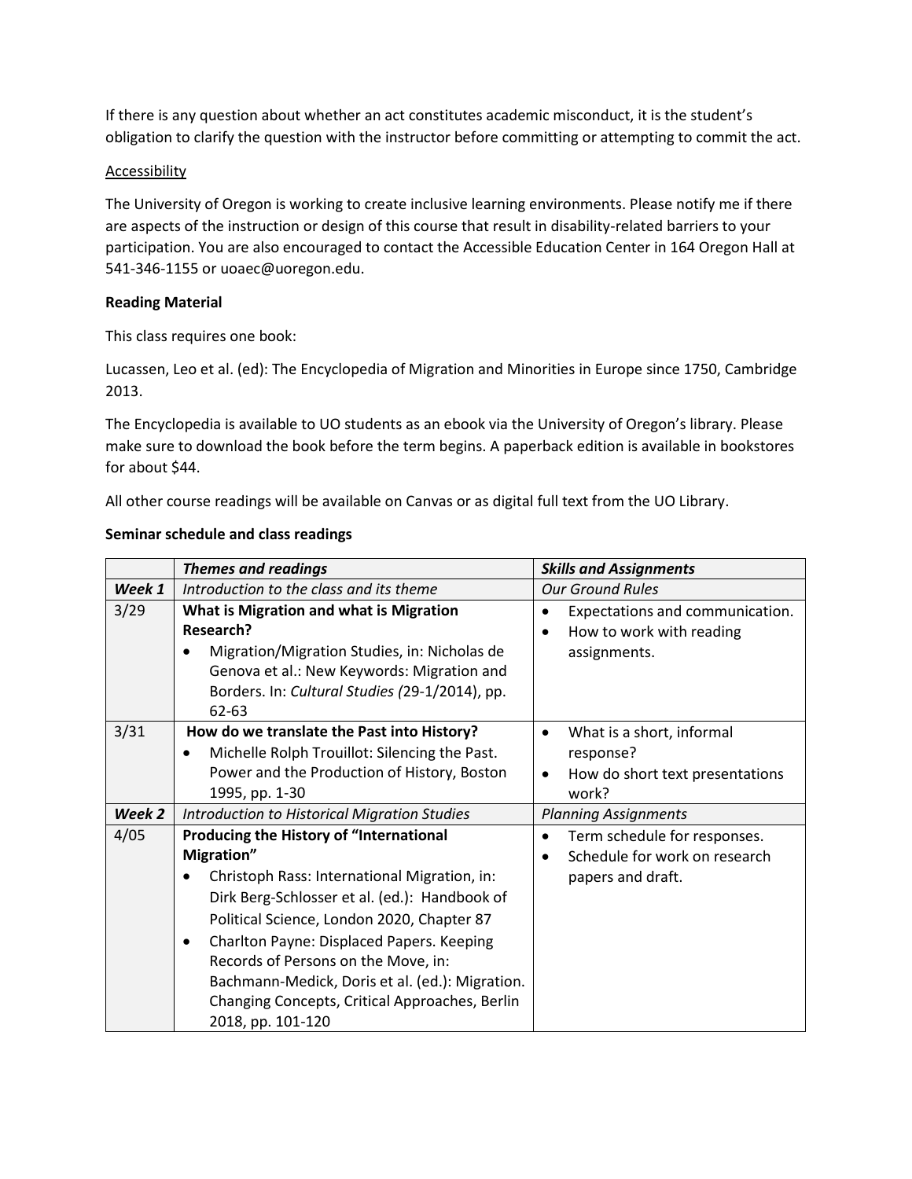If there is any question about whether an act constitutes academic misconduct, it is the student's obligation to clarify the question with the instructor before committing or attempting to commit the act.

Accessibility

The University of Oregon is working to create inclusive learning environments. Please notify me if there are aspects of the instruction or design of this course that result in disability-related barriers to your participation. You are also encouraged to contact the Accessible Education Center in 164 Oregon Hall at 541-346-1155 or uoaec@uoregon.edu.

**Reading Material**

This class requires one book:

Lucassen, Leo et al. (ed): The Encyclopedia of Migration and Minorities in Europe since 1750, Cambridge 2013.

The Encyclopedia is available to UO students as an ebook via the University of Oregon's library. Please make sure to download the book before the term begins. A paperback edition is available in bookstores for about $44.

All other course readings will be available on Canvas or as digital full text from the UO Library.

**Seminar schedule and class readings**

| | ***Themes and readings*** | ***Skills and Assignments*** |
|---|---|---|
| ***Week 1*** | *Introduction to the class and its theme* | *Our Ground Rules* |
| 3/29 | **What is Migration and what is Migration Research?**<br>• Migration/Migration Studies, in: Nicholas de Genova et al.: New Keywords: Migration and Borders. In: *Cultural Studies (*29-1/2014), pp. 62-63 | • Expectations and communication.<br>• How to work with reading assignments. |
| 3/31 | **How do we translate the Past into History?**<br>• Michelle Rolph Trouillot: Silencing the Past. Power and the Production of History, Boston 1995, pp. 1-30 | • What is a short, informal response?<br>• How do short text presentations work? |
| ***Week 2*** | *Introduction to Historical Migration Studies* | *Planning Assignments* |
| 4/05 | **Producing the History of "International Migration"**<br>• Christoph Rass: International Migration, in: Dirk Berg-Schlosser et al. (ed.): Handbook of Political Science, London 2020, Chapter 87<br>• Charlton Payne: Displaced Papers. Keeping Records of Persons on the Move, in: Bachmann-Medick, Doris et al. (ed.): Migration. Changing Concepts, Critical Approaches, Berlin 2018, pp. 101-120 | • Term schedule for responses.<br>• Schedule for work on research papers and draft. |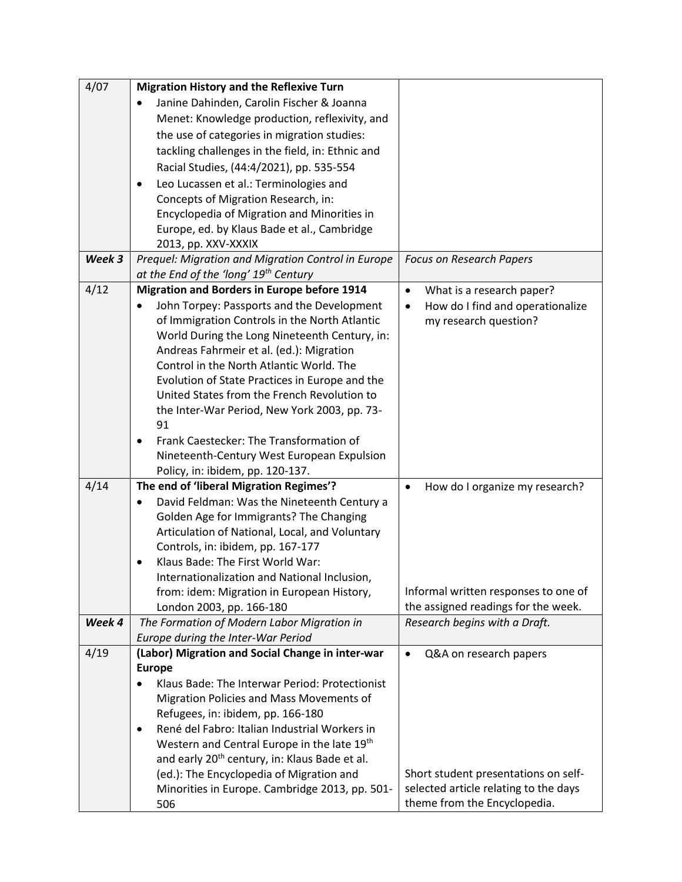| 4/07 | **Migration History and the Reflexive Turn**<br>• Janine Dahinden, Carolin Fischer & Joanna Menet: Knowledge production, reflexivity, and the use of categories in migration studies: tackling challenges in the field, in: Ethnic and Racial Studies, (44:4/2021), pp. 535-554<br>• Leo Lucassen et al.: Terminologies and Concepts of Migration Research, in: Encyclopedia of Migration and Minorities in Europe, ed. by Klaus Bade et al., Cambridge 2013, pp. XXV-XXXIX | |
|---|---|---|
| ***Week 3*** | *Prequel: Migration and Migration Control in Europe at the End of the 'long' 19th Century* | *Focus on Research Papers* |
| 4/12 | **Migration and Borders in Europe before 1914**<br>• John Torpey: Passports and the Development of Immigration Controls in the North Atlantic World During the Long Nineteenth Century, in: Andreas Fahrmeir et al. (ed.): Migration Control in the North Atlantic World. The Evolution of State Practices in Europe and the United States from the French Revolution to the Inter-War Period, New York 2003, pp. 73-91<br>• Frank Caestecker: The Transformation of Nineteenth-Century West European Expulsion Policy, in: ibidem, pp. 120-137. | • What is a research paper?<br>• How do I find and operationalize my research question? |
| 4/14 | **The end of 'liberal Migration Regimes'?**<br>• David Feldman: Was the Nineteenth Century a Golden Age for Immigrants? The Changing Articulation of National, Local, and Voluntary Controls, in: ibidem, pp. 167-177<br>• Klaus Bade: The First World War: Internationalization and National Inclusion, from: idem: Migration in European History, London 2003, pp. 166-180 | • How do I organize my research?<br><br>Informal written responses to one of the assigned readings for the week. |
| ***Week 4*** | *The Formation of Modern Labor Migration in Europe during the Inter-War Period* | *Research begins with a Draft.* |
| 4/19 | **(Labor) Migration and Social Change in inter-war Europe**<br>• Klaus Bade: The Interwar Period: Protectionist Migration Policies and Mass Movements of Refugees, in: ibidem, pp. 166-180<br>• René del Fabro: Italian Industrial Workers in Western and Central Europe in the late 19th and early 20th century, in: Klaus Bade et al. (ed.): The Encyclopedia of Migration and Minorities in Europe. Cambridge 2013, pp. 501-506 | • Q&A on research papers<br><br>Short student presentations on self-selected article relating to the days theme from the Encyclopedia. |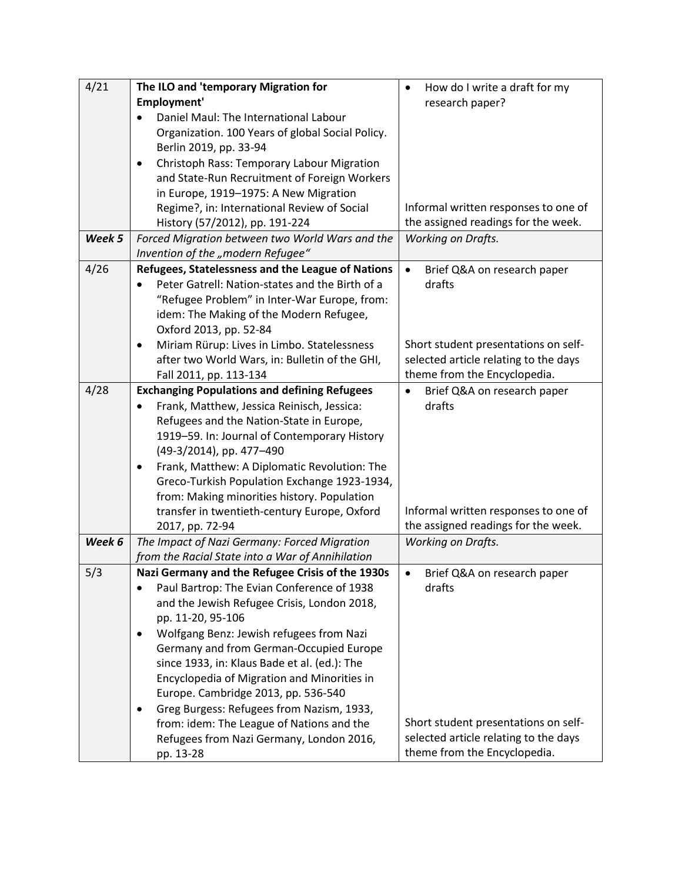| 4/21 | **The ILO and 'temporary Migration for Employment'**<br>• Daniel Maul: The International Labour Organization. 100 Years of global Social Policy. Berlin 2019, pp. 33-94<br>• Christoph Rass: Temporary Labour Migration and State-Run Recruitment of Foreign Workers in Europe, 1919–1975: A New Migration Regime?, in: International Review of Social History (57/2012), pp. 191-224 | • How do I write a draft for my research paper?<br><br>Informal written responses to one of the assigned readings for the week. |
|---|---|---|
| ***Week 5*** | *Forced Migration between two World Wars and the Invention of the „modern Refugee"* | *Working on Drafts.* |
| 4/26 | **Refugees, Statelessness and the League of Nations**<br>• Peter Gatrell: Nation-states and the Birth of a "Refugee Problem" in Inter-War Europe, from: idem: The Making of the Modern Refugee, Oxford 2013, pp. 52-84<br>• Miriam Rürup: Lives in Limbo. Statelessness after two World Wars, in: Bulletin of the GHI, Fall 2011, pp. 113-134 | • Brief Q&A on research paper drafts<br><br>Short student presentations on self-selected article relating to the days theme from the Encyclopedia. |
| 4/28 | **Exchanging Populations and defining Refugees**<br>• Frank, Matthew, Jessica Reinisch, Jessica: Refugees and the Nation-State in Europe, 1919–59. In: Journal of Contemporary History (49-3/2014), pp. 477–490<br>• Frank, Matthew: A Diplomatic Revolution: The Greco-Turkish Population Exchange 1923-1934, from: Making minorities history. Population transfer in twentieth-century Europe, Oxford 2017, pp. 72-94 | • Brief Q&A on research paper drafts<br><br>Informal written responses to one of the assigned readings for the week. |
| ***Week 6*** | *The Impact of Nazi Germany: Forced Migration from the Racial State into a War of Annihilation* | *Working on Drafts.* |
| 5/3 | **Nazi Germany and the Refugee Crisis of the 1930s**<br>• Paul Bartrop: The Evian Conference of 1938 and the Jewish Refugee Crisis, London 2018, pp. 11-20, 95-106<br>• Wolfgang Benz: Jewish refugees from Nazi Germany and from German-Occupied Europe since 1933, in: Klaus Bade et al. (ed.): The Encyclopedia of Migration and Minorities in Europe. Cambridge 2013, pp. 536-540<br>• Greg Burgess: Refugees from Nazism, 1933, from: idem: The League of Nations and the Refugees from Nazi Germany, London 2016, pp. 13-28 | • Brief Q&A on research paper drafts<br><br>Short student presentations on self-selected article relating to the days theme from the Encyclopedia. |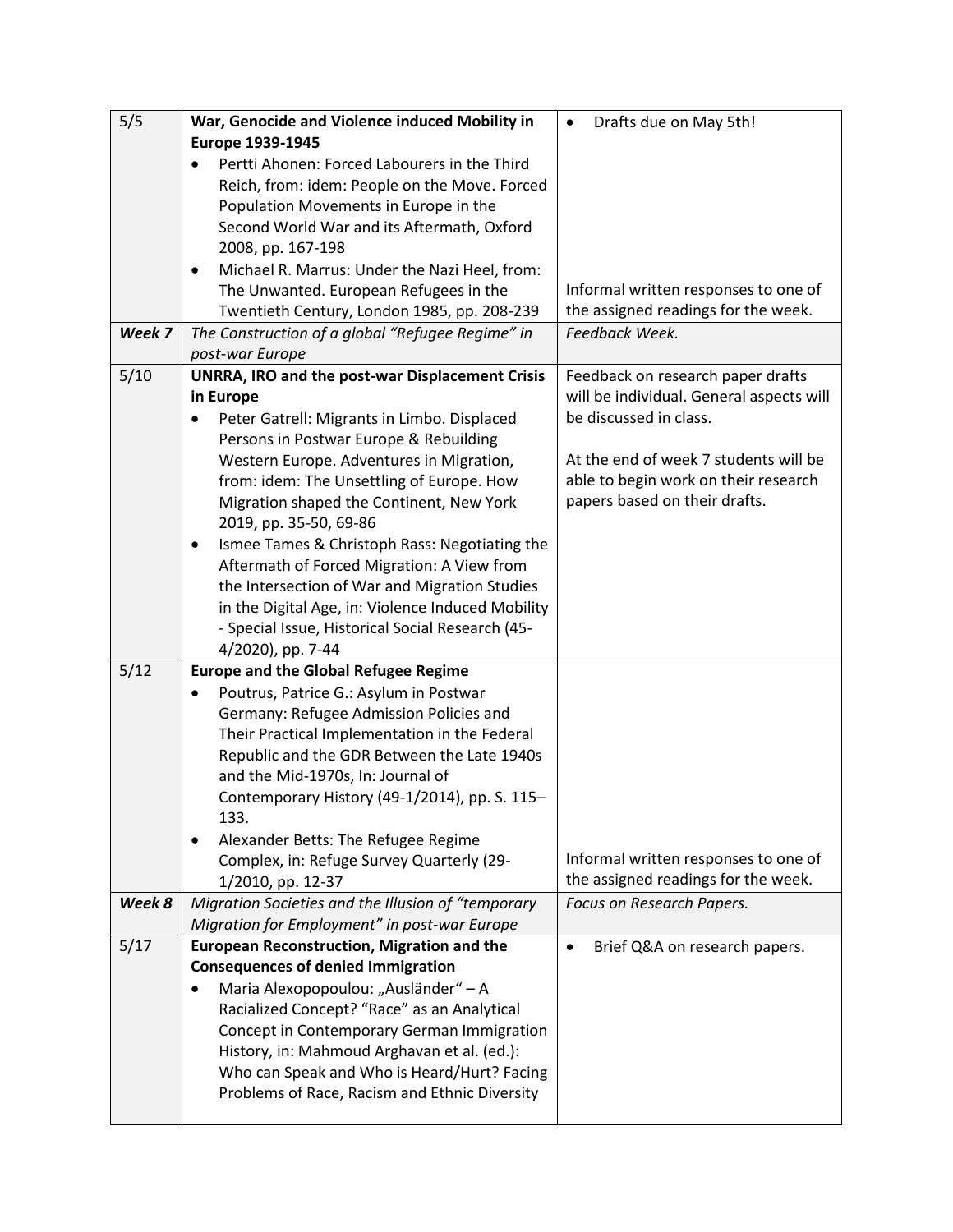| | | |
|---|---|---|
| 5/5 | **War, Genocide and Violence induced Mobility in Europe 1939-1945**<br>• Pertti Ahonen: Forced Labourers in the Third Reich, from: idem: People on the Move. Forced Population Movements in Europe in the Second World War and its Aftermath, Oxford 2008, pp. 167-198<br>• Michael R. Marrus: Under the Nazi Heel, from: The Unwanted. European Refugees in the Twentieth Century, London 1985, pp. 208-239 | • Drafts due on May 5th!<br><br>Informal written responses to one of the assigned readings for the week. |
| ***Week 7*** | *The Construction of a global "Refugee Regime" in post-war Europe* | *Feedback Week.* |
| 5/10 | **UNRRA, IRO and the post-war Displacement Crisis in Europe**<br>• Peter Gatrell: Migrants in Limbo. Displaced Persons in Postwar Europe & Rebuilding Western Europe. Adventures in Migration, from: idem: The Unsettling of Europe. How Migration shaped the Continent, New York 2019, pp. 35-50, 69-86<br>• Ismee Tames & Christoph Rass: Negotiating the Aftermath of Forced Migration: A View from the Intersection of War and Migration Studies in the Digital Age, in: Violence Induced Mobility - Special Issue, Historical Social Research (45-4/2020), pp. 7-44 | Feedback on research paper drafts will be individual. General aspects will be discussed in class.<br><br>At the end of week 7 students will be able to begin work on their research papers based on their drafts. |
| 5/12 | **Europe and the Global Refugee Regime**<br>• Poutrus, Patrice G.: Asylum in Postwar Germany: Refugee Admission Policies and Their Practical Implementation in the Federal Republic and the GDR Between the Late 1940s and the Mid-1970s, In: Journal of Contemporary History (49-1/2014), pp. S. 115–133.<br>• Alexander Betts: The Refugee Regime Complex, in: Refuge Survey Quarterly (29-1/2010, pp. 12-37 | Informal written responses to one of the assigned readings for the week. |
| ***Week 8*** | *Migration Societies and the Illusion of "temporary Migration for Employment" in post-war Europe* | *Focus on Research Papers.* |
| 5/17 | **European Reconstruction, Migration and the Consequences of denied Immigration**<br>• Maria Alexopopoulou: „Ausländer" – A Racialized Concept? "Race" as an Analytical Concept in Contemporary German Immigration History, in: Mahmoud Arghavan et al. (ed.): Who can Speak and Who is Heard/Hurt? Facing Problems of Race, Racism and Ethnic Diversity | • Brief Q&A on research papers. |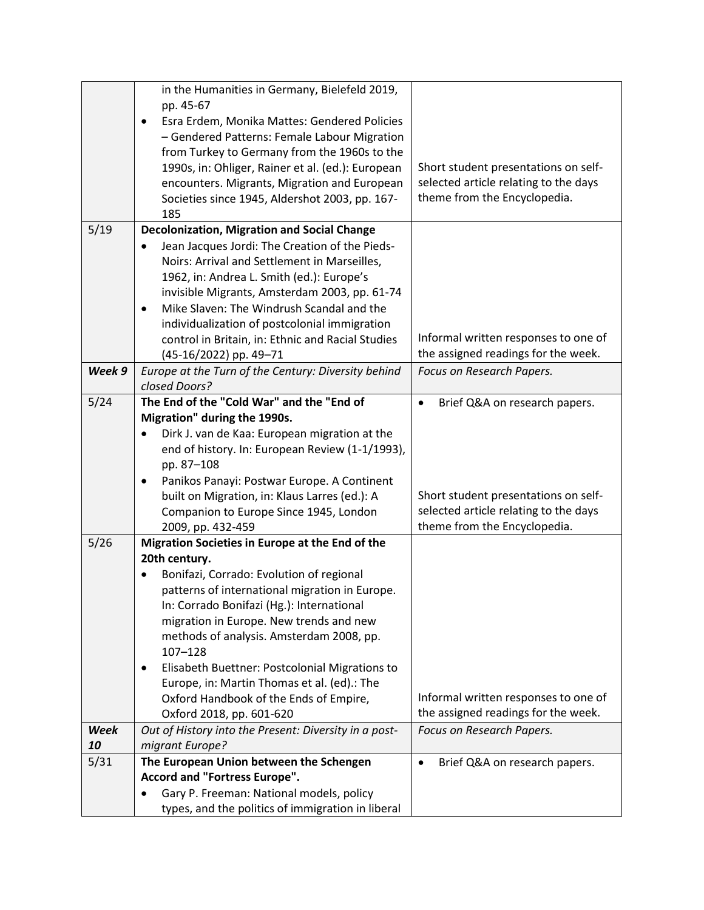| | | |
|---|---|---|
| | in the Humanities in Germany, Bielefeld 2019, pp. 45-67<br>• Esra Erdem, Monika Mattes: Gendered Policies – Gendered Patterns: Female Labour Migration from Turkey to Germany from the 1960s to the 1990s, in: Ohliger, Rainer et al. (ed.): European encounters. Migrants, Migration and European Societies since 1945, Aldershot 2003, pp. 167-185 | Short student presentations on self-selected article relating to the days theme from the Encyclopedia. |
| 5/19 | **Decolonization, Migration and Social Change**<br>• Jean Jacques Jordi: The Creation of the Pieds-Noirs: Arrival and Settlement in Marseilles, 1962, in: Andrea L. Smith (ed.): Europe's invisible Migrants, Amsterdam 2003, pp. 61-74<br>• Mike Slaven: The Windrush Scandal and the individualization of postcolonial immigration control in Britain, in: Ethnic and Racial Studies (45-16/2022) pp. 49–71 | Informal written responses to one of the assigned readings for the week. |
| ***Week 9*** | *Europe at the Turn of the Century: Diversity behind closed Doors?* | *Focus on Research Papers.* |
| 5/24 | **The End of the "Cold War" and the "End of Migration" during the 1990s.**<br>• Dirk J. van de Kaa: European migration at the end of history. In: European Review (1-1/1993), pp. 87–108<br>• Panikos Panayi: Postwar Europe. A Continent built on Migration, in: Klaus Larres (ed.): A Companion to Europe Since 1945, London 2009, pp. 432-459 | • Brief Q&A on research papers.<br><br>Short student presentations on self-selected article relating to the days theme from the Encyclopedia. |
| 5/26 | **Migration Societies in Europe at the End of the 20th century.**<br>• Bonifazi, Corrado: Evolution of regional patterns of international migration in Europe. In: Corrado Bonifazi (Hg.): International migration in Europe. New trends and new methods of analysis. Amsterdam 2008, pp. 107–128<br>• Elisabeth Buettner: Postcolonial Migrations to Europe, in: Martin Thomas et al. (ed).: The Oxford Handbook of the Ends of Empire, Oxford 2018, pp. 601-620 | Informal written responses to one of the assigned readings for the week. |
| ***Week 10*** | *Out of History into the Present: Diversity in a post-migrant Europe?* | *Focus on Research Papers.* |
| 5/31 | **The European Union between the Schengen Accord and "Fortress Europe".**<br>• Gary P. Freeman: National models, policy types, and the politics of immigration in liberal | • Brief Q&A on research papers. |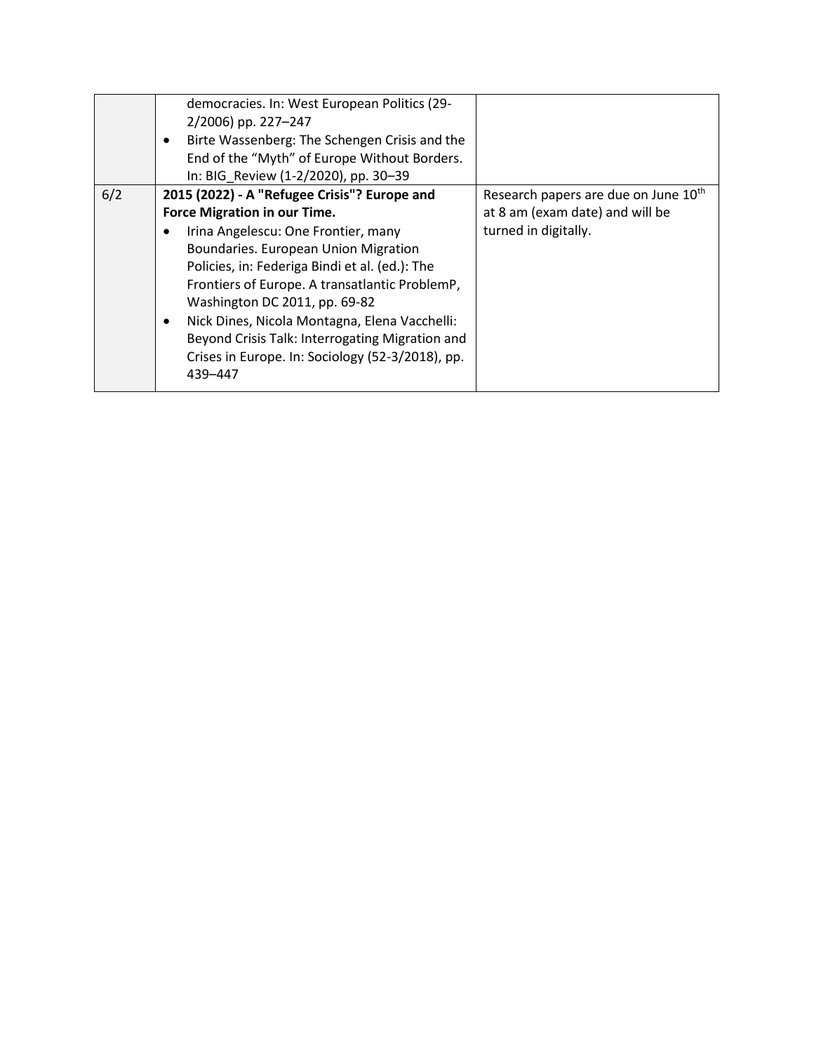| | | |
|---|---|---|
| | democracies. In: West European Politics (29-2/2006) pp. 227–247<br>• Birte Wassenberg: The Schengen Crisis and the End of the "Myth" of Europe Without Borders. In: BIG_Review (1-2/2020), pp. 30–39 | |
| 6/2 | **2015 (2022) - A "Refugee Crisis"? Europe and Force Migration in our Time.**<br>• Irina Angelescu: One Frontier, many Boundaries. European Union Migration Policies, in: Federiga Bindi et al. (ed.): The Frontiers of Europe. A transatlantic ProblemP, Washington DC 2011, pp. 69-82<br>• Nick Dines, Nicola Montagna, Elena Vacchelli: Beyond Crisis Talk: Interrogating Migration and Crises in Europe. In: Sociology (52-3/2018), pp. 439–447 | Research papers are due on June 10th at 8 am (exam date) and will be turned in digitally. |